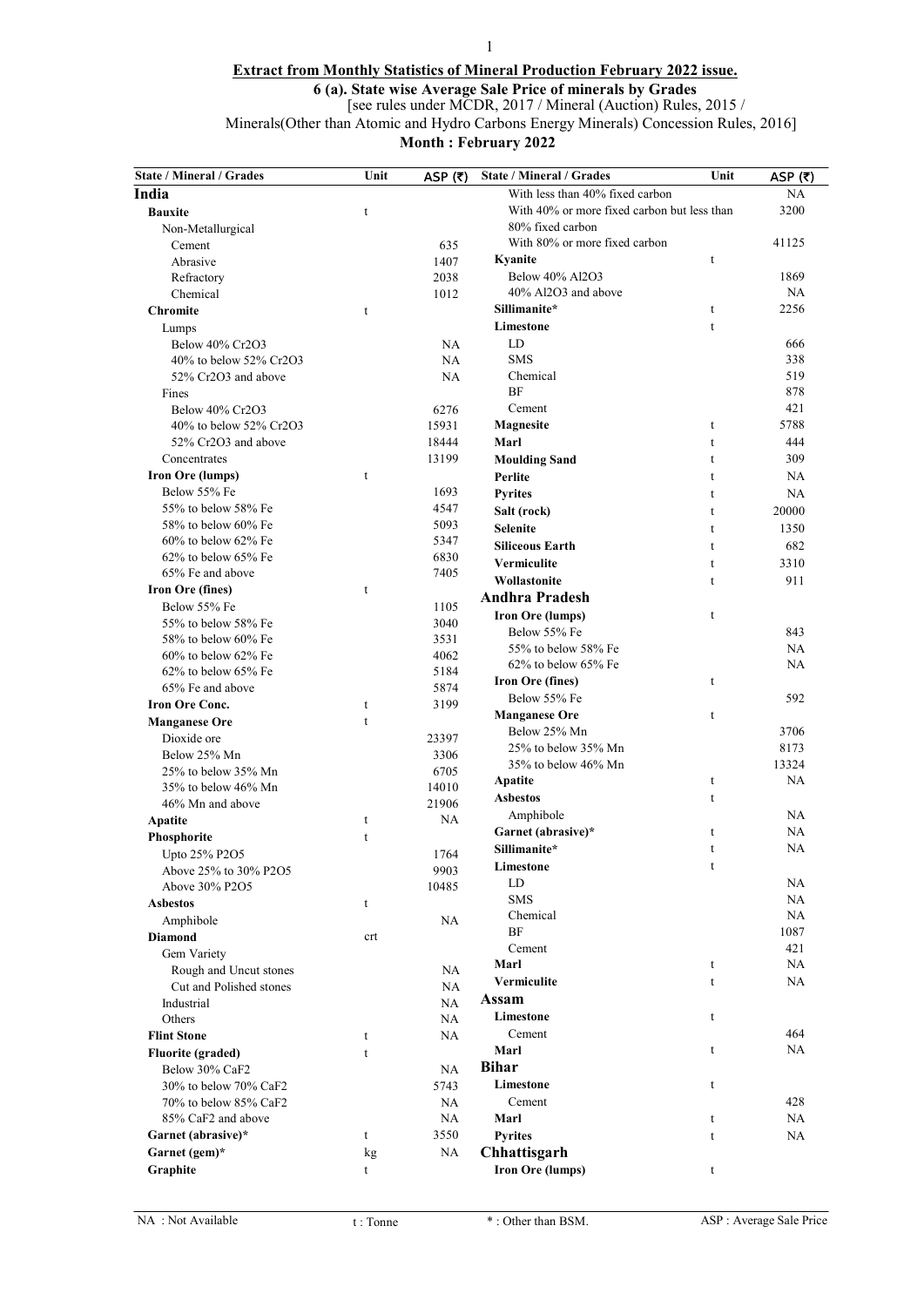**Extract from Monthly Statistics of Mineral Production February 2022 issue.**

**6 (a). State wise Average Sale Price of minerals by Grades**

[see rules under MCDR, 2017 / Mineral (Auction) Rules, 2015 / Minerals(Other than Atomic and Hydro Carbons Energy Minerals) Concession Rules, 2016]

**Month : February 2022**

| State / Mineral / Grades | Unit | ASP (₹) |
|---|---|---|
| **India** | | |
| **Bauxite** | t | |
| Non-Metallurgical | | |
| Cement | | 635 |
| Abrasive | | 1407 |
| Refractory | | 2038 |
| Chemical | | 1012 |
| **Chromite** | t | |
| Lumps | | |
| Below 40% Cr2O3 | | NA |
| 40% to below 52% Cr2O3 | | NA |
| 52% Cr2O3 and above | | NA |
| Fines | | |
| Below 40% Cr2O3 | | 6276 |
| 40% to below 52% Cr2O3 | | 15931 |
| 52% Cr2O3 and above | | 18444 |
| Concentrates | | 13199 |
| **Iron Ore (lumps)** | t | |
| Below 55% Fe | | 1693 |
| 55% to below 58% Fe | | 4547 |
| 58% to below 60% Fe | | 5093 |
| 60% to below 62% Fe | | 5347 |
| 62% to below 65% Fe | | 6830 |
| 65% Fe and above | | 7405 |
| **Iron Ore (fines)** | t | |
| Below 55% Fe | | 1105 |
| 55% to below 58% Fe | | 3040 |
| 58% to below 60% Fe | | 3531 |
| 60% to below 62% Fe | | 4062 |
| 62% to below 65% Fe | | 5184 |
| 65% Fe and above | | 5874 |
| **Iron Ore Conc.** | t | 3199 |
| **Manganese Ore** | t | |
| Dioxide ore | | 23397 |
| Below 25% Mn | | 3306 |
| 25% to below 35% Mn | | 6705 |
| 35% to below 46% Mn | | 14010 |
| 46% Mn and above | | 21906 |
| **Apatite** | t | NA |
| **Phosphorite** | t | |
| Upto 25% P2O5 | | 1764 |
| Above 25% to 30% P2O5 | | 9903 |
| Above 30% P2O5 | | 10485 |
| **Asbestos** | t | |
| Amphibole | | NA |
| **Diamond** | crt | |
| Gem Variety | | |
| Rough and Uncut stones | | NA |
| Cut and Polished stones | | NA |
| Industrial | | NA |
| Others | | NA |
| **Flint Stone** | t | NA |
| **Fluorite (graded)** | t | |
| Below 30% CaF2 | | NA |
| 30% to below 70% CaF2 | | 5743 |
| 70% to below 85% CaF2 | | NA |
| 85% CaF2 and above | | NA |
| **Garnet (abrasive)*** | t | 3550 |
| **Garnet (gem)*** | kg | NA |
| **Graphite** | t | |
| With less than 40% fixed carbon | | NA |
| With 40% or more fixed carbon but less than 80% fixed carbon | | 3200 |
| With 80% or more fixed carbon | | 41125 |
| **Kyanite** | t | |
| Below 40% Al2O3 | | 1869 |
| 40% Al2O3 and above | | NA |
| **Sillimanite*** | t | 2256 |
| **Limestone** | t | |
| LD | | 666 |
| SMS | | 338 |
| Chemical | | 519 |
| BF | | 878 |
| Cement | | 421 |
| **Magnesite** | t | 5788 |
| **Marl** | t | 444 |
| **Moulding Sand** | t | 309 |
| **Perlite** | t | NA |
| **Pyrites** | t | NA |
| **Salt (rock)** | t | 20000 |
| **Selenite** | t | 1350 |
| **Siliceous Earth** | t | 682 |
| **Vermiculite** | t | 3310 |
| **Wollastonite** | t | 911 |
| **Andhra Pradesh** | | |
| **Iron Ore (lumps)** | t | |
| Below 55% Fe | | 843 |
| 55% to below 58% Fe | | NA |
| 62% to below 65% Fe | | NA |
| **Iron Ore (fines)** | t | |
| Below 55% Fe | | 592 |
| **Manganese Ore** | t | |
| Below 25% Mn | | 3706 |
| 25% to below 35% Mn | | 8173 |
| 35% to below 46% Mn | | 13324 |
| **Apatite** | t | NA |
| **Asbestos** | t | |
| Amphibole | | NA |
| **Garnet (abrasive)*** | t | NA |
| **Sillimanite*** | t | NA |
| **Limestone** | t | |
| LD | | NA |
| SMS | | NA |
| Chemical | | NA |
| BF | | 1087 |
| Cement | | 421 |
| **Marl** | t | NA |
| **Vermiculite** | t | NA |
| **Assam** | | |
| **Limestone** | t | |
| Cement | | 464 |
| **Marl** | t | NA |
| **Bihar** | | |
| **Limestone** | t | |
| Cement | | 428 |
| **Marl** | t | NA |
| **Pyrites** | t | NA |
| **Chhattisgarh** | | |
| **Iron Ore (lumps)** | t | |

NA : Not Available    t : Tonne    * : Other than BSM.    ASP : Average Sale Price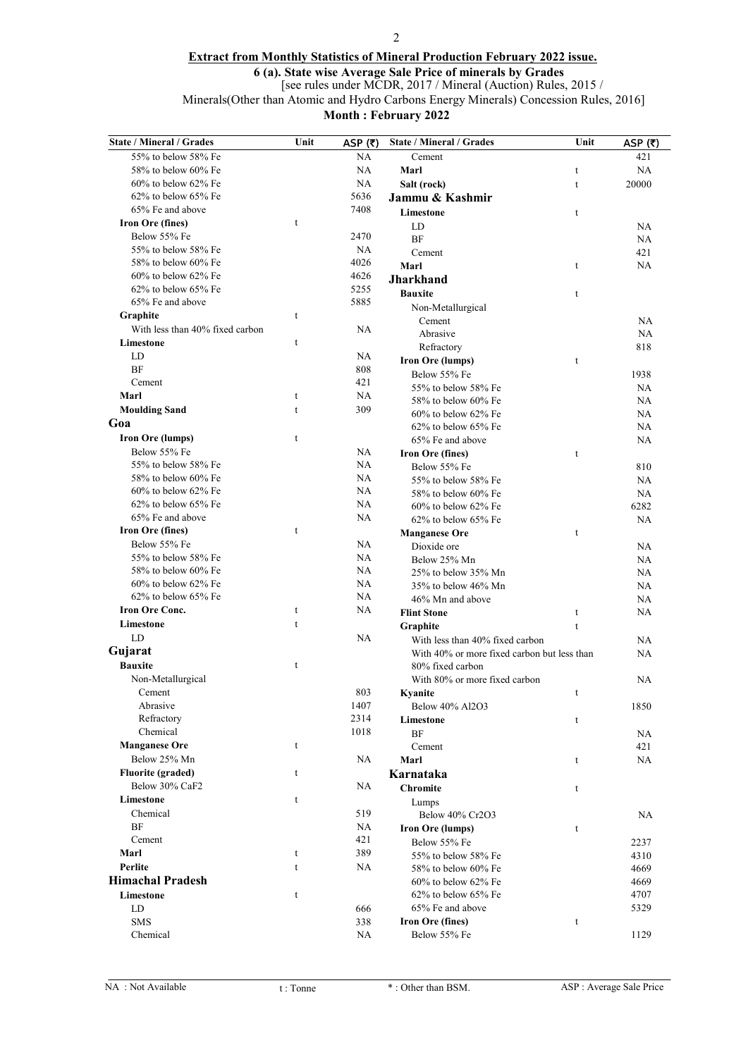**Extract from Monthly Statistics of Mineral Production February 2022 issue.**

**6 (a). State wise Average Sale Price of minerals by Grades**

[see rules under MCDR, 2017 / Mineral (Auction) Rules, 2015 / Minerals(Other than Atomic and Hydro Carbons Energy Minerals) Concession Rules, 2016]

**Month : February 2022**

| State / Mineral / Grades | Unit | ASP (₹) |
|---|---|---|
| 55% to below 58% Fe | | NA |
| 58% to below 60% Fe | | NA |
| 60% to below 62% Fe | | NA |
| 62% to below 65% Fe | | 5636 |
| 65% Fe and above | | 7408 |
| **Iron Ore (fines)** | t | |
| Below 55% Fe | | 2470 |
| 55% to below 58% Fe | | NA |
| 58% to below 60% Fe | | 4026 |
| 60% to below 62% Fe | | 4626 |
| 62% to below 65% Fe | | 5255 |
| 65% Fe and above | | 5885 |
| **Graphite** | t | |
| With less than 40% fixed carbon | | NA |
| **Limestone** | t | |
| LD | | NA |
| BF | | 808 |
| Cement | | 421 |
| **Marl** | t | NA |
| **Moulding Sand** | t | 309 |
| **Goa** | | |
| **Iron Ore (lumps)** | t | |
| Below 55% Fe | | NA |
| 55% to below 58% Fe | | NA |
| 58% to below 60% Fe | | NA |
| 60% to below 62% Fe | | NA |
| 62% to below 65% Fe | | NA |
| 65% Fe and above | | NA |
| **Iron Ore (fines)** | t | |
| Below 55% Fe | | NA |
| 55% to below 58% Fe | | NA |
| 58% to below 60% Fe | | NA |
| 60% to below 62% Fe | | NA |
| 62% to below 65% Fe | | NA |
| **Iron Ore Conc.** | t | NA |
| **Limestone** | t | |
| LD | | NA |
| **Gujarat** | | |
| **Bauxite** | t | |
| Non-Metallurgical | | |
| Cement | | 803 |
| Abrasive | | 1407 |
| Refractory | | 2314 |
| Chemical | | 1018 |
| **Manganese Ore** | t | |
| Below 25% Mn | | NA |
| **Fluorite (graded)** | t | |
| Below 30% $CaF_2$ | | NA |
| **Limestone** | t | |
| Chemical | | 519 |
| BF | | NA |
| Cement | | 421 |
| **Marl** | t | 389 |
| **Perlite** | t | NA |
| **Himachal Pradesh** | | |
| **Limestone** | t | |
| LD | | 666 |
| SMS | | 338 |
| Chemical | | NA |
| Cement | | 421 |
| **Marl** | t | NA |
| **Salt (rock)** | t | 20000 |
| **Jammu & Kashmir** | | |
| **Limestone** | t | |
| LD | | NA |
| BF | | NA |
| Cement | | 421 |
| **Marl** | t | NA |
| **Jharkhand** | | |
| **Bauxite** | t | |
| Non-Metallurgical | | |
| Cement | | NA |
| Abrasive | | NA |
| Refractory | | 818 |
| **Iron Ore (lumps)** | t | |
| Below 55% Fe | | 1938 |
| 55% to below 58% Fe | | NA |
| 58% to below 60% Fe | | NA |
| 60% to below 62% Fe | | NA |
| 62% to below 65% Fe | | NA |
| 65% Fe and above | | NA |
| **Iron Ore (fines)** | t | |
| Below 55% Fe | | 810 |
| 55% to below 58% Fe | | NA |
| 58% to below 60% Fe | | NA |
| 60% to below 62% Fe | | 6282 |
| 62% to below 65% Fe | | NA |
| **Manganese Ore** | t | |
| Dioxide ore | | NA |
| Below 25% Mn | | NA |
| 25% to below 35% Mn | | NA |
| 35% to below 46% Mn | | NA |
| 46% Mn and above | | NA |
| **Flint Stone** | t | NA |
| **Graphite** | t | |
| With less than 40% fixed carbon | | NA |
| With 40% or more fixed carbon but less than 80% fixed carbon | | NA |
| With 80% or more fixed carbon | | NA |
| **Kyanite** | t | |
| Below 40% $Al_2O_3$ | | 1850 |
| **Limestone** | t | |
| BF | | NA |
| Cement | | 421 |
| **Marl** | t | NA |
| **Karnataka** | | |
| **Chromite** | t | |
| Lumps | | |
| Below 40% $Cr_2O_3$ | | NA |
| **Iron Ore (lumps)** | t | |
| Below 55% Fe | | 2237 |
| 55% to below 58% Fe | | 4310 |
| 58% to below 60% Fe | | 4669 |
| 60% to below 62% Fe | | 4669 |
| 62% to below 65% Fe | | 4707 |
| 65% Fe and above | | 5329 |
| **Iron Ore (fines)** | t | |
| Below 55% Fe | | 1129 |

NA : Not Available &nbsp;&nbsp; t : Tonne &nbsp;&nbsp; * : Other than BSM. &nbsp;&nbsp; ASP : Average Sale Price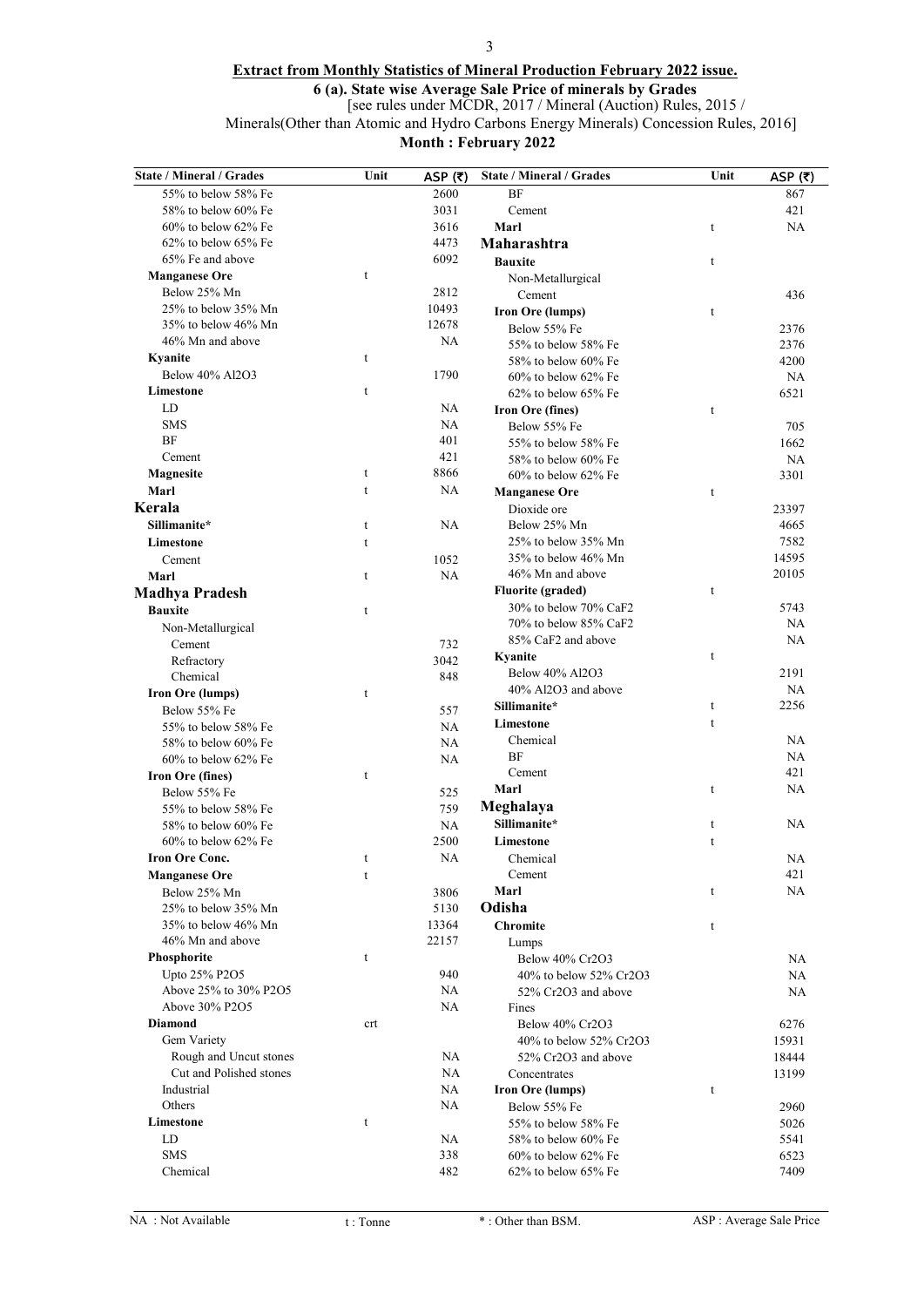**Extract from Monthly Statistics of Mineral Production February 2022 issue.**

**6 (a). State wise Average Sale Price of minerals by Grades**

[see rules under MCDR, 2017 / Mineral (Auction) Rules, 2015 / Minerals(Other than Atomic and Hydro Carbons Energy Minerals) Concession Rules, 2016]

**Month : February 2022**

| State / Mineral / Grades | Unit | ASP (₹) |
|---|---|---|
| 55% to below 58% Fe | | 2600 |
| 58% to below 60% Fe | | 3031 |
| 60% to below 62% Fe | | 3616 |
| 62% to below 65% Fe | | 4473 |
| 65% Fe and above | | 6092 |
| **Manganese Ore** | t | |
| Below 25% Mn | | 2812 |
| 25% to below 35% Mn | | 10493 |
| 35% to below 46% Mn | | 12678 |
| 46% Mn and above | | NA |
| **Kyanite** | t | |
| Below 40% Al2O3 | | 1790 |
| **Limestone** | t | |
| LD | | NA |
| SMS | | NA |
| BF | | 401 |
| Cement | | 421 |
| **Magnesite** | t | 8866 |
| **Marl** | t | NA |
| **Kerala** | | |
| **Sillimanite*** | t | NA |
| **Limestone** | t | |
| Cement | | 1052 |
| **Marl** | t | NA |
| **Madhya Pradesh** | | |
| **Bauxite** | t | |
| Non-Metallurgical | | |
| Cement | | 732 |
| Refractory | | 3042 |
| Chemical | | 848 |
| **Iron Ore (lumps)** | t | |
| Below 55% Fe | | 557 |
| 55% to below 58% Fe | | NA |
| 58% to below 60% Fe | | NA |
| 60% to below 62% Fe | | NA |
| **Iron Ore (fines)** | t | |
| Below 55% Fe | | 525 |
| 55% to below 58% Fe | | 759 |
| 58% to below 60% Fe | | NA |
| 60% to below 62% Fe | | 2500 |
| **Iron Ore Conc.** | t | NA |
| **Manganese Ore** | t | |
| Below 25% Mn | | 3806 |
| 25% to below 35% Mn | | 5130 |
| 35% to below 46% Mn | | 13364 |
| 46% Mn and above | | 22157 |
| **Phosphorite** | t | |
| Upto 25% P2O5 | | 940 |
| Above 25% to 30% P2O5 | | NA |
| Above 30% P2O5 | | NA |
| **Diamond** | crt | |
| Gem Variety | | |
| Rough and Uncut stones | | NA |
| Cut and Polished stones | | NA |
| Industrial | | NA |
| Others | | NA |
| **Limestone** | t | |
| LD | | NA |
| SMS | | 338 |
| Chemical | | 482 |
| BF | | 867 |
| Cement | | 421 |
| **Marl** | t | NA |
| **Maharashtra** | | |
| **Bauxite** | t | |
| Non-Metallurgical | | |
| Cement | | 436 |
| **Iron Ore (lumps)** | t | |
| Below 55% Fe | | 2376 |
| 55% to below 58% Fe | | 2376 |
| 58% to below 60% Fe | | 4200 |
| 60% to below 62% Fe | | NA |
| 62% to below 65% Fe | | 6521 |
| **Iron Ore (fines)** | t | |
| Below 55% Fe | | 705 |
| 55% to below 58% Fe | | 1662 |
| 58% to below 60% Fe | | NA |
| 60% to below 62% Fe | | 3301 |
| **Manganese Ore** | t | |
| Dioxide ore | | 23397 |
| Below 25% Mn | | 4665 |
| 25% to below 35% Mn | | 7582 |
| 35% to below 46% Mn | | 14595 |
| 46% Mn and above | | 20105 |
| **Fluorite (graded)** | t | |
| 30% to below 70% CaF2 | | 5743 |
| 70% to below 85% CaF2 | | NA |
| 85% CaF2 and above | | NA |
| **Kyanite** | t | |
| Below 40% Al2O3 | | 2191 |
| 40% Al2O3 and above | | NA |
| **Sillimanite*** | t | 2256 |
| **Limestone** | t | |
| Chemical | | NA |
| BF | | NA |
| Cement | | 421 |
| **Marl** | t | NA |
| **Meghalaya** | | |
| **Sillimanite*** | t | NA |
| **Limestone** | t | |
| Chemical | | NA |
| Cement | | 421 |
| **Marl** | t | NA |
| **Odisha** | | |
| **Chromite** | t | |
| Lumps | | |
| Below 40% Cr2O3 | | NA |
| 40% to below 52% Cr2O3 | | NA |
| 52% Cr2O3 and above | | NA |
| Fines | | |
| Below 40% Cr2O3 | | 6276 |
| 40% to below 52% Cr2O3 | | 15931 |
| 52% Cr2O3 and above | | 18444 |
| Concentrates | | 13199 |
| **Iron Ore (lumps)** | t | |
| Below 55% Fe | | 2960 |
| 55% to below 58% Fe | | 5026 |
| 58% to below 60% Fe | | 5541 |
| 60% to below 62% Fe | | 6523 |
| 62% to below 65% Fe | | 7409 |

NA : Not Available    t : Tonne    * : Other than BSM.    ASP : Average Sale Price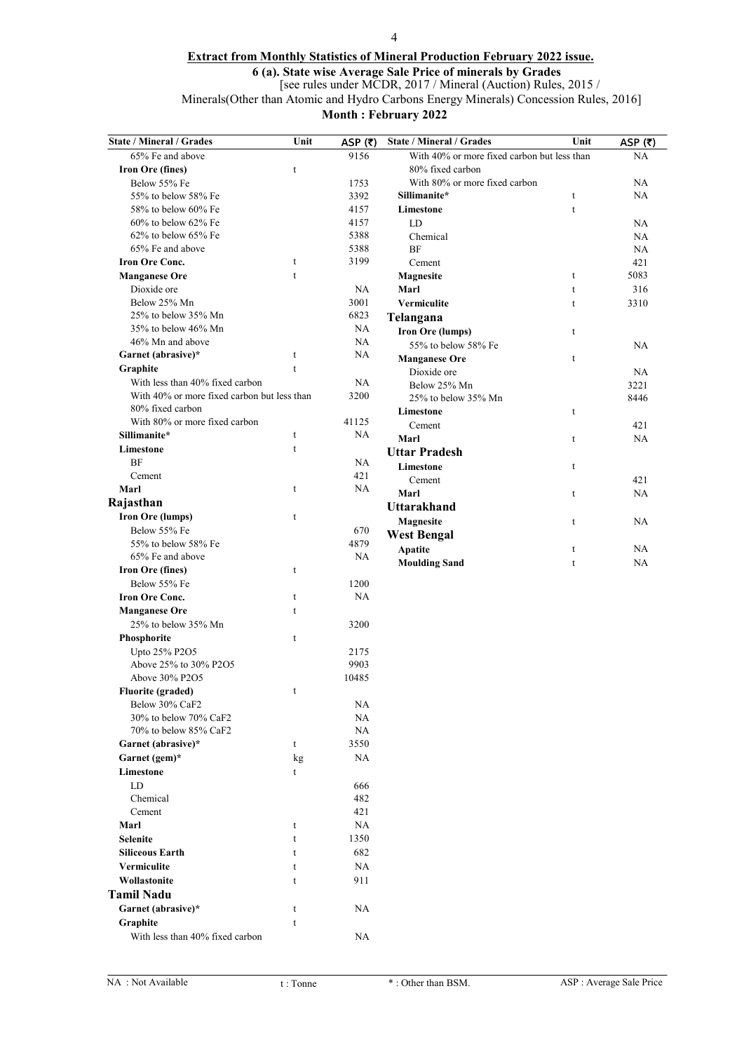**Extract from Monthly Statistics of Mineral Production February 2022 issue.**

**6 (a). State wise Average Sale Price of minerals by Grades**

[see rules under MCDR, 2017 / Mineral (Auction) Rules, 2015 / Minerals(Other than Atomic and Hydro Carbons Energy Minerals) Concession Rules, 2016]

**Month : February 2022**

| State / Mineral / Grades | Unit | ASP (₹) |
|---|---|---|
| 65% Fe and above | | 9156 |
| **Iron Ore (fines)** | t | |
| Below 55% Fe | | 1753 |
| 55% to below 58% Fe | | 3392 |
| 58% to below 60% Fe | | 4157 |
| 60% to below 62% Fe | | 4157 |
| 62% to below 65% Fe | | 5388 |
| 65% Fe and above | | 5388 |
| **Iron Ore Conc.** | t | 3199 |
| **Manganese Ore** | t | |
| Dioxide ore | | NA |
| Below 25% Mn | | 3001 |
| 25% to below 35% Mn | | 6823 |
| 35% to below 46% Mn | | NA |
| 46% Mn and above | | NA |
| **Garnet (abrasive)*** | t | NA |
| **Graphite** | t | |
| With less than 40% fixed carbon | | NA |
| With 40% or more fixed carbon but less than 80% fixed carbon | | 3200 |
| With 80% or more fixed carbon | | 41125 |
| **Sillimanite*** | t | NA |
| **Limestone** | t | |
| BF | | NA |
| Cement | | 421 |
| **Marl** | t | NA |
| **Rajasthan** | | |
| **Iron Ore (lumps)** | t | |
| Below 55% Fe | | 670 |
| 55% to below 58% Fe | | 4879 |
| 65% Fe and above | | NA |
| **Iron Ore (fines)** | t | |
| Below 55% Fe | | 1200 |
| **Iron Ore Conc.** | t | NA |
| **Manganese Ore** | t | |
| 25% to below 35% Mn | | 3200 |
| **Phosphorite** | t | |
| Upto 25% $P_2O_5$ | | 2175 |
| Above 25% to 30% $P_2O_5$ | | 9903 |
| Above 30% $P_2O_5$ | | 10485 |
| **Fluorite (graded)** | t | |
| Below 30% $CaF_2$ | | NA |
| 30% to below 70% $CaF_2$ | | NA |
| 70% to below 85% $CaF_2$ | | NA |
| **Garnet (abrasive)*** | t | 3550 |
| **Garnet (gem)*** | kg | NA |
| **Limestone** | t | |
| LD | | 666 |
| Chemical | | 482 |
| Cement | | 421 |
| **Marl** | t | NA |
| **Selenite** | t | 1350 |
| **Siliceous Earth** | t | 682 |
| **Vermiculite** | t | NA |
| **Wollastonite** | t | 911 |
| **Tamil Nadu** | | |
| **Garnet (abrasive)*** | t | NA |
| **Graphite** | t | |
| With less than 40% fixed carbon | | NA |
| With 40% or more fixed carbon but less than 80% fixed carbon | | NA |
| With 80% or more fixed carbon | | NA |
| **Sillimanite*** | t | NA |
| **Limestone** | t | |
| LD | | NA |
| Chemical | | NA |
| BF | | NA |
| Cement | | 421 |
| **Magnesite** | t | 5083 |
| **Marl** | t | 316 |
| **Vermiculite** | t | 3310 |
| **Telangana** | | |
| **Iron Ore (lumps)** | t | |
| 55% to below 58% Fe | | NA |
| **Manganese Ore** | t | |
| Dioxide ore | | NA |
| Below 25% Mn | | 3221 |
| 25% to below 35% Mn | | 8446 |
| **Limestone** | t | |
| Cement | | 421 |
| **Marl** | t | NA |
| **Uttar Pradesh** | | |
| **Limestone** | t | |
| Cement | | 421 |
| **Marl** | t | NA |
| **Uttarakhand** | | |
| **Magnesite** | t | NA |
| **West Bengal** | | |
| **Apatite** | t | NA |
| **Moulding Sand** | t | NA |

NA : Not Available t : Tonne * : Other than BSM. ASP : Average Sale Price